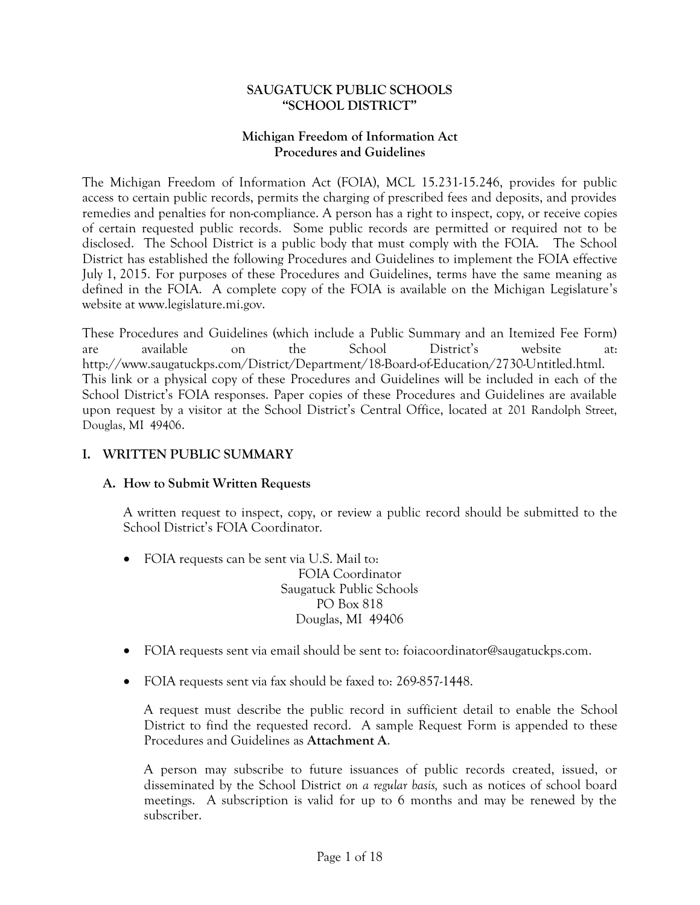# SAUGATUCK PUBLIC SCHOOLS
# "SCHOOL DISTRICT"

## Michigan Freedom of Information Act
## Procedures and Guidelines

The Michigan Freedom of Information Act (FOIA), MCL 15.231-15.246, provides for public access to certain public records, permits the charging of prescribed fees and deposits, and provides remedies and penalties for non-compliance. A person has a right to inspect, copy, or receive copies of certain requested public records. Some public records are permitted or required not to be disclosed. The School District is a public body that must comply with the FOIA. The School District has established the following Procedures and Guidelines to implement the FOIA effective July 1, 2015. For purposes of these Procedures and Guidelines, terms have the same meaning as defined in the FOIA. A complete copy of the FOIA is available on the Michigan Legislature's website at www.legislature.mi.gov.

These Procedures and Guidelines (which include a Public Summary and an Itemized Fee Form) are available on the School District's website at: http://www.saugatuckps.com/District/Department/18-Board-of-Education/2730-Untitled.html. This link or a physical copy of these Procedures and Guidelines will be included in each of the School District's FOIA responses. Paper copies of these Procedures and Guidelines are available upon request by a visitor at the School District's Central Office, located at 201 Randolph Street, Douglas, MI 49406.

## I. WRITTEN PUBLIC SUMMARY

### A. How to Submit Written Requests

A written request to inspect, copy, or review a public record should be submitted to the School District's FOIA Coordinator.

- FOIA requests can be sent via U.S. Mail to:

  FOIA Coordinator
  Saugatuck Public Schools
  PO Box 818
  Douglas, MI 49406

- FOIA requests sent via email should be sent to: foiacoordinator@saugatuckps.com.

- FOIA requests sent via fax should be faxed to: 269-857-1448.

  A request must describe the public record in sufficient detail to enable the School District to find the requested record. A sample Request Form is appended to these Procedures and Guidelines as **Attachment A**.

  A person may subscribe to future issuances of public records created, issued, or disseminated by the School District *on a regular basis,* such as notices of school board meetings. A subscription is valid for up to 6 months and may be renewed by the subscriber.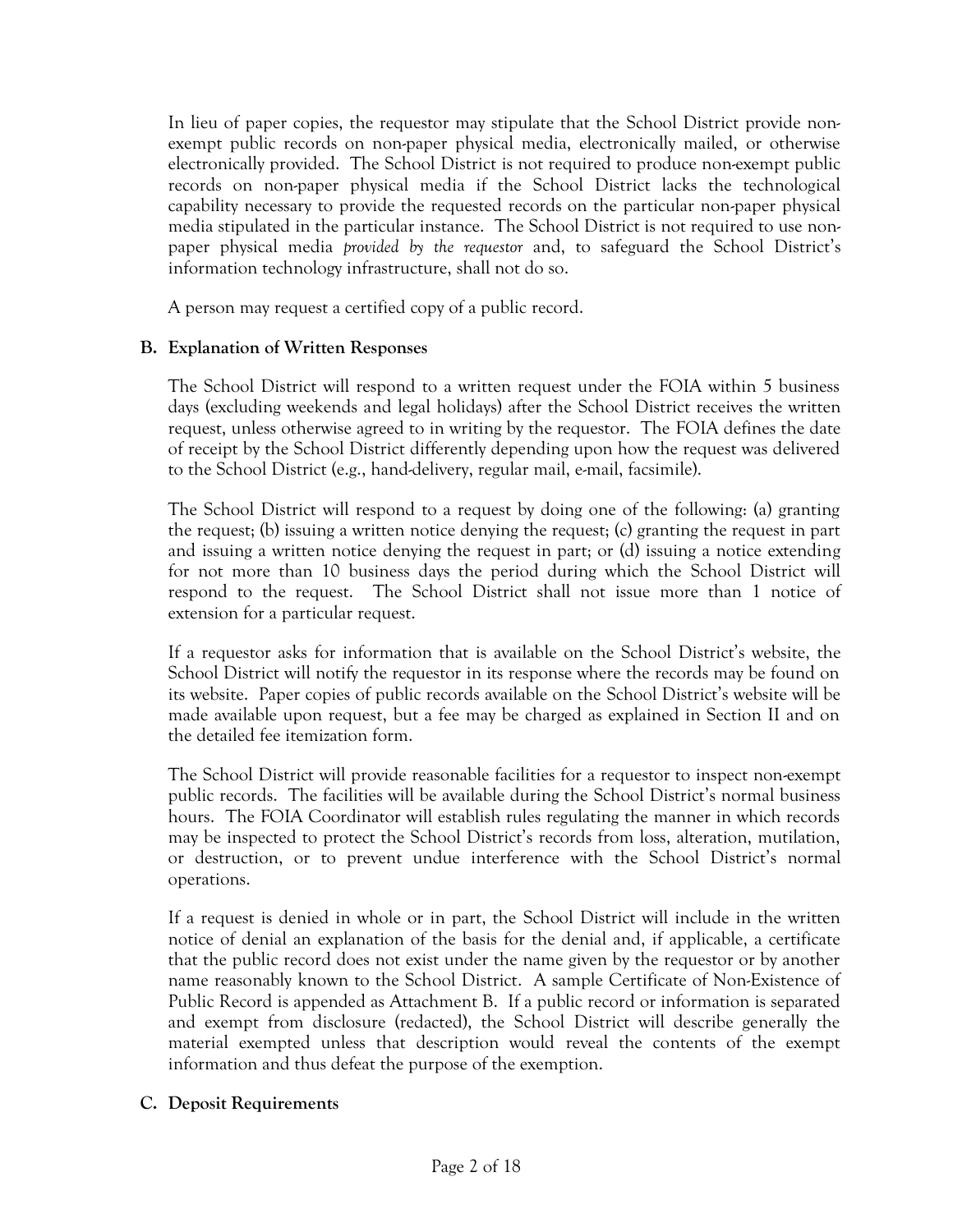In lieu of paper copies, the requestor may stipulate that the School District provide non-exempt public records on non-paper physical media, electronically mailed, or otherwise electronically provided. The School District is not required to produce non-exempt public records on non-paper physical media if the School District lacks the technological capability necessary to provide the requested records on the particular non-paper physical media stipulated in the particular instance. The School District is not required to use non-paper physical media *provided by the requestor* and, to safeguard the School District's information technology infrastructure, shall not do so.

A person may request a certified copy of a public record.

### B. Explanation of Written Responses

The School District will respond to a written request under the FOIA within 5 business days (excluding weekends and legal holidays) after the School District receives the written request, unless otherwise agreed to in writing by the requestor. The FOIA defines the date of receipt by the School District differently depending upon how the request was delivered to the School District (e.g., hand-delivery, regular mail, e-mail, facsimile).

The School District will respond to a request by doing one of the following: (a) granting the request; (b) issuing a written notice denying the request; (c) granting the request in part and issuing a written notice denying the request in part; or (d) issuing a notice extending for not more than 10 business days the period during which the School District will respond to the request. The School District shall not issue more than 1 notice of extension for a particular request.

If a requestor asks for information that is available on the School District's website, the School District will notify the requestor in its response where the records may be found on its website. Paper copies of public records available on the School District's website will be made available upon request, but a fee may be charged as explained in Section II and on the detailed fee itemization form.

The School District will provide reasonable facilities for a requestor to inspect non-exempt public records. The facilities will be available during the School District's normal business hours. The FOIA Coordinator will establish rules regulating the manner in which records may be inspected to protect the School District's records from loss, alteration, mutilation, or destruction, or to prevent undue interference with the School District's normal operations.

If a request is denied in whole or in part, the School District will include in the written notice of denial an explanation of the basis for the denial and, if applicable, a certificate that the public record does not exist under the name given by the requestor or by another name reasonably known to the School District. A sample Certificate of Non-Existence of Public Record is appended as Attachment B. If a public record or information is separated and exempt from disclosure (redacted), the School District will describe generally the material exempted unless that description would reveal the contents of the exempt information and thus defeat the purpose of the exemption.

### C. Deposit Requirements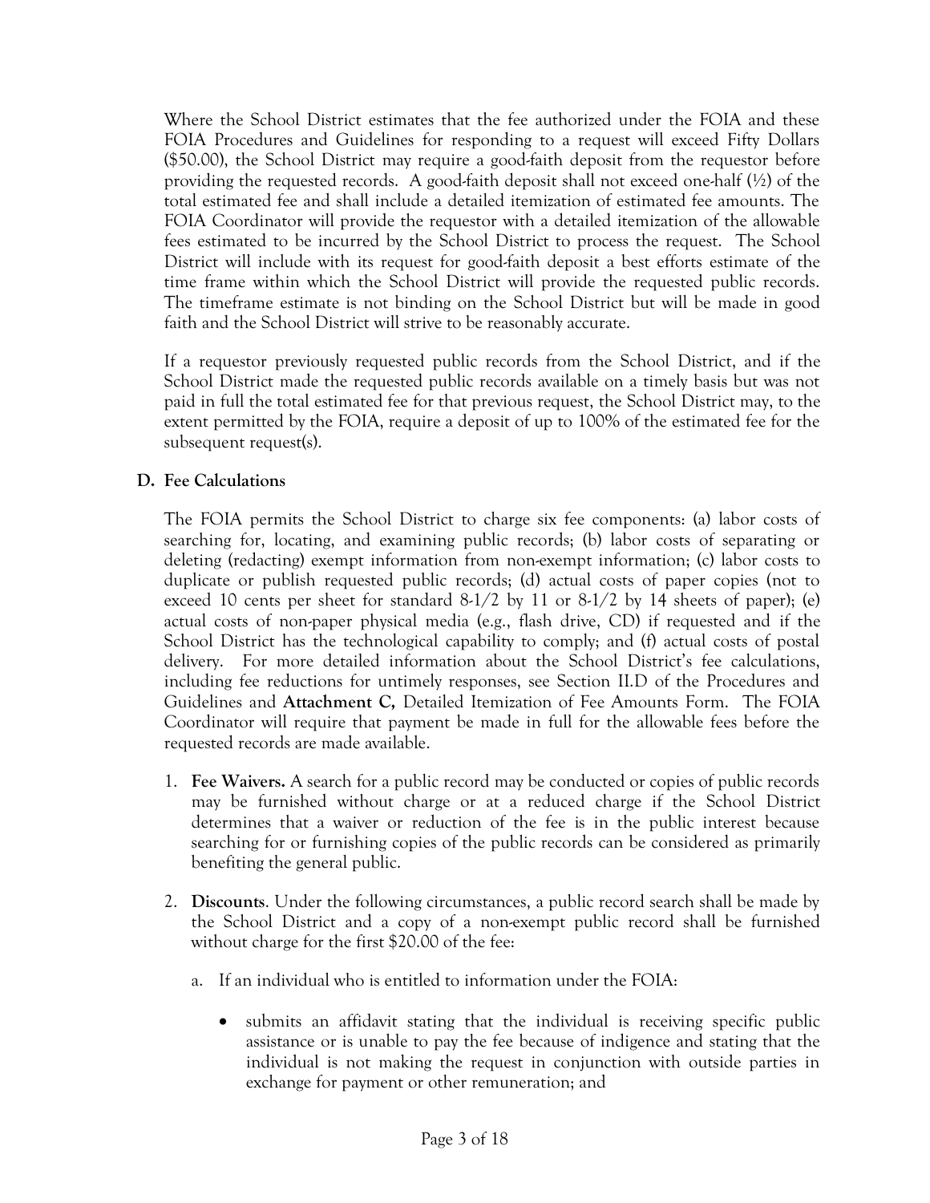Where the School District estimates that the fee authorized under the FOIA and these FOIA Procedures and Guidelines for responding to a request will exceed Fifty Dollars ($50.00), the School District may require a good-faith deposit from the requestor before providing the requested records. A good-faith deposit shall not exceed one-half (½) of the total estimated fee and shall include a detailed itemization of estimated fee amounts. The FOIA Coordinator will provide the requestor with a detailed itemization of the allowable fees estimated to be incurred by the School District to process the request. The School District will include with its request for good-faith deposit a best efforts estimate of the time frame within which the School District will provide the requested public records. The timeframe estimate is not binding on the School District but will be made in good faith and the School District will strive to be reasonably accurate.

If a requestor previously requested public records from the School District, and if the School District made the requested public records available on a timely basis but was not paid in full the total estimated fee for that previous request, the School District may, to the extent permitted by the FOIA, require a deposit of up to 100% of the estimated fee for the subsequent request(s).

### D. Fee Calculations

The FOIA permits the School District to charge six fee components: (a) labor costs of searching for, locating, and examining public records; (b) labor costs of separating or deleting (redacting) exempt information from non-exempt information; (c) labor costs to duplicate or publish requested public records; (d) actual costs of paper copies (not to exceed 10 cents per sheet for standard 8-1/2 by 11 or 8-1/2 by 14 sheets of paper); (e) actual costs of non-paper physical media (e.g., flash drive, CD) if requested and if the School District has the technological capability to comply; and (f) actual costs of postal delivery. For more detailed information about the School District's fee calculations, including fee reductions for untimely responses, see Section II.D of the Procedures and Guidelines and **Attachment C,** Detailed Itemization of Fee Amounts Form. The FOIA Coordinator will require that payment be made in full for the allowable fees before the requested records are made available.

1. **Fee Waivers.** A search for a public record may be conducted or copies of public records may be furnished without charge or at a reduced charge if the School District determines that a waiver or reduction of the fee is in the public interest because searching for or furnishing copies of the public records can be considered as primarily benefiting the general public.

2. **Discounts**. Under the following circumstances, a public record search shall be made by the School District and a copy of a non-exempt public record shall be furnished without charge for the first $20.00 of the fee:

   a. If an individual who is entitled to information under the FOIA:

      - submits an affidavit stating that the individual is receiving specific public assistance or is unable to pay the fee because of indigence and stating that the individual is not making the request in conjunction with outside parties in exchange for payment or other remuneration; and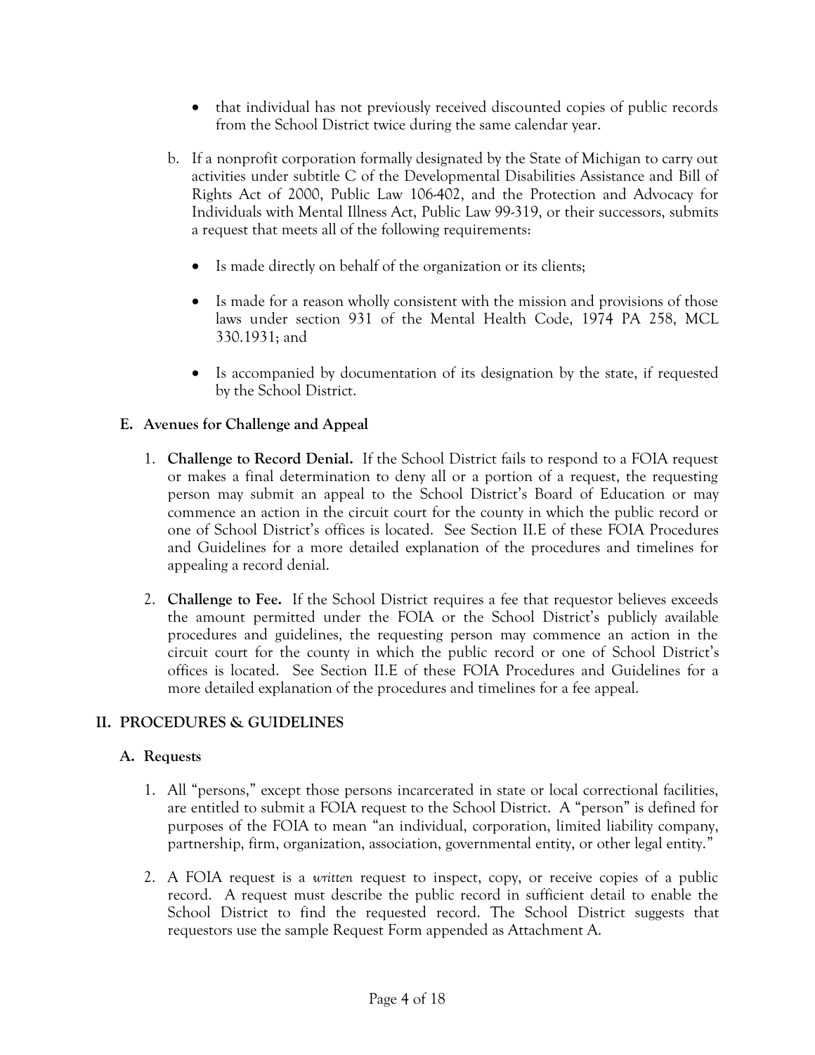- that individual has not previously received discounted copies of public records from the School District twice during the same calendar year.

b. If a nonprofit corporation formally designated by the State of Michigan to carry out activities under subtitle C of the Developmental Disabilities Assistance and Bill of Rights Act of 2000, Public Law 106-402, and the Protection and Advocacy for Individuals with Mental Illness Act, Public Law 99-319, or their successors, submits a request that meets all of the following requirements:

   - Is made directly on behalf of the organization or its clients;
   - Is made for a reason wholly consistent with the mission and provisions of those laws under section 931 of the Mental Health Code, 1974 PA 258, MCL 330.1931; and
   - Is accompanied by documentation of its designation by the state, if requested by the School District.

### E. Avenues for Challenge and Appeal

1. **Challenge to Record Denial.** If the School District fails to respond to a FOIA request or makes a final determination to deny all or a portion of a request, the requesting person may submit an appeal to the School District's Board of Education or may commence an action in the circuit court for the county in which the public record or one of School District's offices is located. See Section II.E of these FOIA Procedures and Guidelines for a more detailed explanation of the procedures and timelines for appealing a record denial.

2. **Challenge to Fee.** If the School District requires a fee that requestor believes exceeds the amount permitted under the FOIA or the School District's publicly available procedures and guidelines, the requesting person may commence an action in the circuit court for the county in which the public record or one of School District's offices is located. See Section II.E of these FOIA Procedures and Guidelines for a more detailed explanation of the procedures and timelines for a fee appeal.

## II. PROCEDURES & GUIDELINES

### A. Requests

1. All "persons," except those persons incarcerated in state or local correctional facilities, are entitled to submit a FOIA request to the School District. A "person" is defined for purposes of the FOIA to mean "an individual, corporation, limited liability company, partnership, firm, organization, association, governmental entity, or other legal entity."

2. A FOIA request is a *written* request to inspect, copy, or receive copies of a public record. A request must describe the public record in sufficient detail to enable the School District to find the requested record. The School District suggests that requestors use the sample Request Form appended as Attachment A.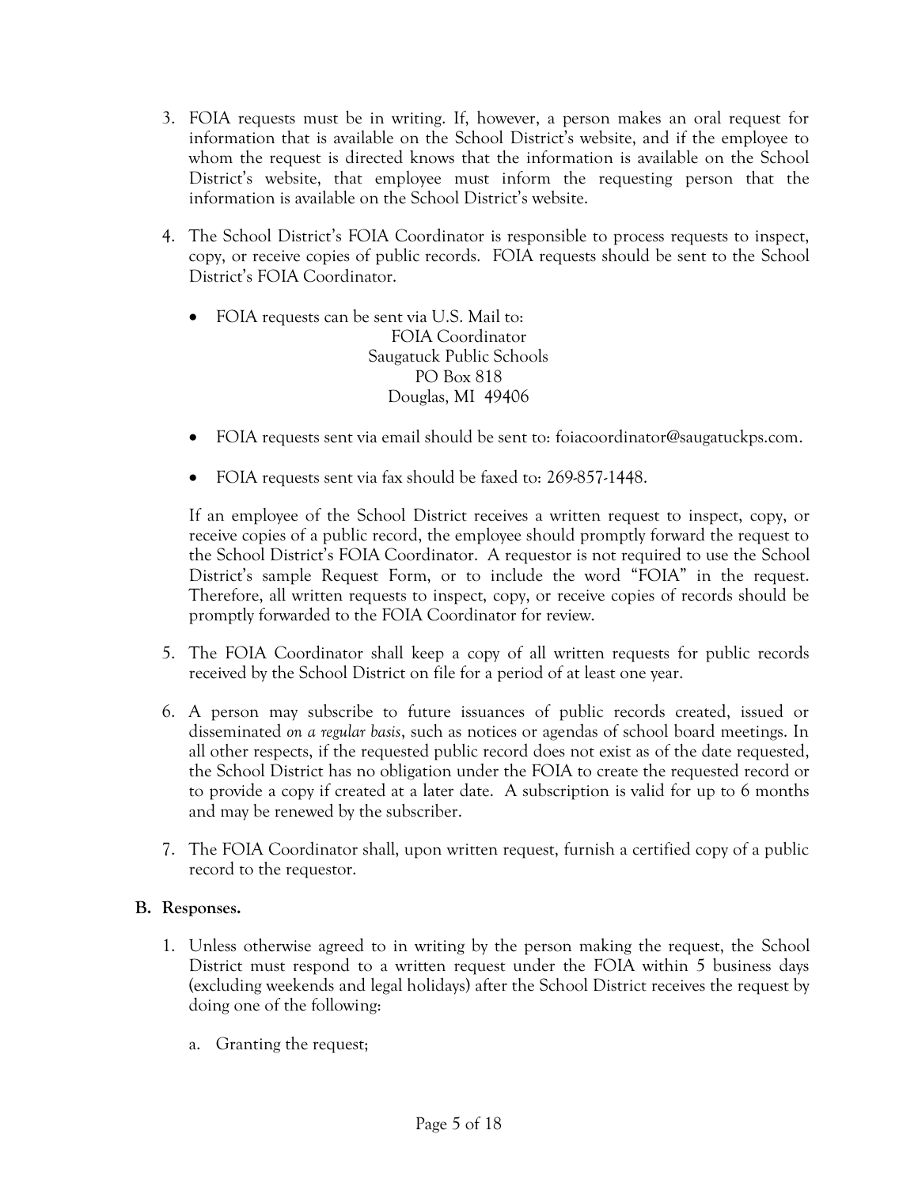3. FOIA requests must be in writing. If, however, a person makes an oral request for information that is available on the School District's website, and if the employee to whom the request is directed knows that the information is available on the School District's website, that employee must inform the requesting person that the information is available on the School District's website.

4. The School District's FOIA Coordinator is responsible to process requests to inspect, copy, or receive copies of public records. FOIA requests should be sent to the School District's FOIA Coordinator.

   - FOIA requests can be sent via U.S. Mail to:
     FOIA Coordinator
     Saugatuck Public Schools
     PO Box 818
     Douglas, MI 49406

   - FOIA requests sent via email should be sent to: foiacoordinator@saugatuckps.com.

   - FOIA requests sent via fax should be faxed to: 269-857-1448.

   If an employee of the School District receives a written request to inspect, copy, or receive copies of a public record, the employee should promptly forward the request to the School District's FOIA Coordinator. A requestor is not required to use the School District's sample Request Form, or to include the word "FOIA" in the request. Therefore, all written requests to inspect, copy, or receive copies of records should be promptly forwarded to the FOIA Coordinator for review.

5. The FOIA Coordinator shall keep a copy of all written requests for public records received by the School District on file for a period of at least one year.

6. A person may subscribe to future issuances of public records created, issued or disseminated *on a regular basis*, such as notices or agendas of school board meetings. In all other respects, if the requested public record does not exist as of the date requested, the School District has no obligation under the FOIA to create the requested record or to provide a copy if created at a later date. A subscription is valid for up to 6 months and may be renewed by the subscriber.

7. The FOIA Coordinator shall, upon written request, furnish a certified copy of a public record to the requestor.

**B. Responses.**

1. Unless otherwise agreed to in writing by the person making the request, the School District must respond to a written request under the FOIA within 5 business days (excluding weekends and legal holidays) after the School District receives the request by doing one of the following:

   a. Granting the request;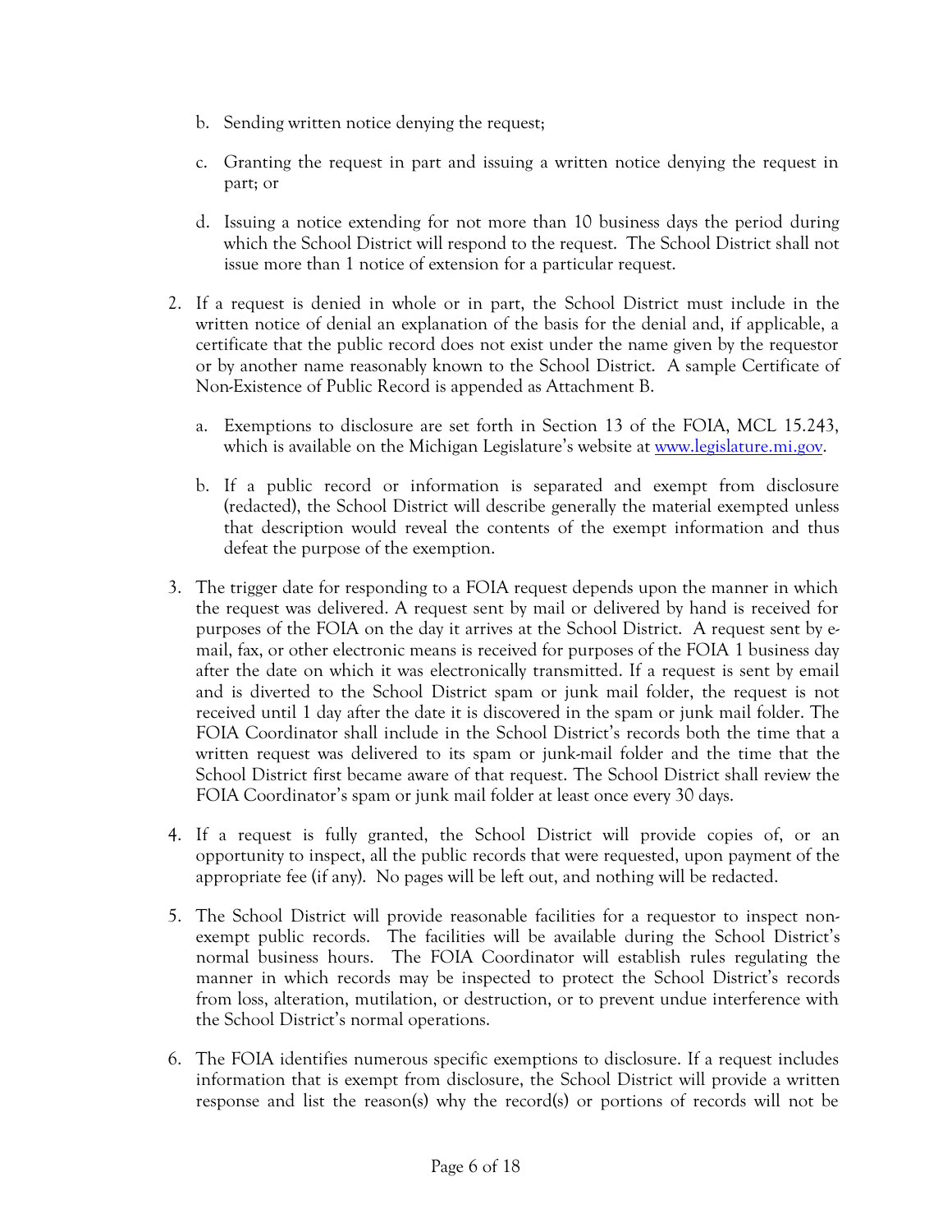b. Sending written notice denying the request;

c. Granting the request in part and issuing a written notice denying the request in part; or

d. Issuing a notice extending for not more than 10 business days the period during which the School District will respond to the request. The School District shall not issue more than 1 notice of extension for a particular request.

2. If a request is denied in whole or in part, the School District must include in the written notice of denial an explanation of the basis for the denial and, if applicable, a certificate that the public record does not exist under the name given by the requestor or by another name reasonably known to the School District. A sample Certificate of Non-Existence of Public Record is appended as Attachment B.

   a. Exemptions to disclosure are set forth in Section 13 of the FOIA, MCL 15.243, which is available on the Michigan Legislature's website at [www.legislature.mi.gov](http://www.legislature.mi.gov).

   b. If a public record or information is separated and exempt from disclosure (redacted), the School District will describe generally the material exempted unless that description would reveal the contents of the exempt information and thus defeat the purpose of the exemption.

3. The trigger date for responding to a FOIA request depends upon the manner in which the request was delivered. A request sent by mail or delivered by hand is received for purposes of the FOIA on the day it arrives at the School District. A request sent by e-mail, fax, or other electronic means is received for purposes of the FOIA 1 business day after the date on which it was electronically transmitted. If a request is sent by email and is diverted to the School District spam or junk mail folder, the request is not received until 1 day after the date it is discovered in the spam or junk mail folder. The FOIA Coordinator shall include in the School District's records both the time that a written request was delivered to its spam or junk-mail folder and the time that the School District first became aware of that request. The School District shall review the FOIA Coordinator's spam or junk mail folder at least once every 30 days.

4. If a request is fully granted, the School District will provide copies of, or an opportunity to inspect, all the public records that were requested, upon payment of the appropriate fee (if any). No pages will be left out, and nothing will be redacted.

5. The School District will provide reasonable facilities for a requestor to inspect non-exempt public records. The facilities will be available during the School District's normal business hours. The FOIA Coordinator will establish rules regulating the manner in which records may be inspected to protect the School District's records from loss, alteration, mutilation, or destruction, or to prevent undue interference with the School District's normal operations.

6. The FOIA identifies numerous specific exemptions to disclosure. If a request includes information that is exempt from disclosure, the School District will provide a written response and list the reason(s) why the record(s) or portions of records will not be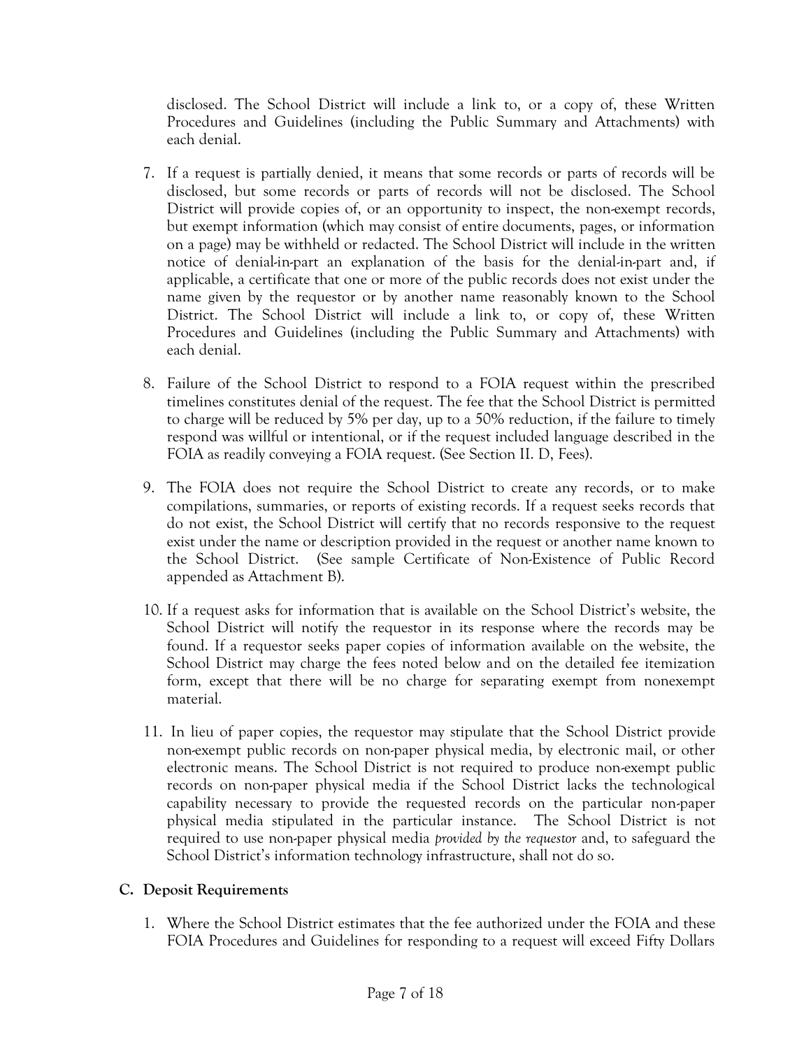disclosed. The School District will include a link to, or a copy of, these Written Procedures and Guidelines (including the Public Summary and Attachments) with each denial.

7. If a request is partially denied, it means that some records or parts of records will be disclosed, but some records or parts of records will not be disclosed. The School District will provide copies of, or an opportunity to inspect, the non-exempt records, but exempt information (which may consist of entire documents, pages, or information on a page) may be withheld or redacted. The School District will include in the written notice of denial-in-part an explanation of the basis for the denial-in-part and, if applicable, a certificate that one or more of the public records does not exist under the name given by the requestor or by another name reasonably known to the School District. The School District will include a link to, or copy of, these Written Procedures and Guidelines (including the Public Summary and Attachments) with each denial.

8. Failure of the School District to respond to a FOIA request within the prescribed timelines constitutes denial of the request. The fee that the School District is permitted to charge will be reduced by 5% per day, up to a 50% reduction, if the failure to timely respond was willful or intentional, or if the request included language described in the FOIA as readily conveying a FOIA request. (See Section II. D, Fees).

9. The FOIA does not require the School District to create any records, or to make compilations, summaries, or reports of existing records. If a request seeks records that do not exist, the School District will certify that no records responsive to the request exist under the name or description provided in the request or another name known to the School District. (See sample Certificate of Non-Existence of Public Record appended as Attachment B).

10. If a request asks for information that is available on the School District's website, the School District will notify the requestor in its response where the records may be found. If a requestor seeks paper copies of information available on the website, the School District may charge the fees noted below and on the detailed fee itemization form, except that there will be no charge for separating exempt from nonexempt material.

11. In lieu of paper copies, the requestor may stipulate that the School District provide non-exempt public records on non-paper physical media, by electronic mail, or other electronic means. The School District is not required to produce non-exempt public records on non-paper physical media if the School District lacks the technological capability necessary to provide the requested records on the particular non-paper physical media stipulated in the particular instance. The School District is not required to use non-paper physical media *provided by the requestor* and, to safeguard the School District's information technology infrastructure, shall not do so.

### C. Deposit Requirements

1. Where the School District estimates that the fee authorized under the FOIA and these FOIA Procedures and Guidelines for responding to a request will exceed Fifty Dollars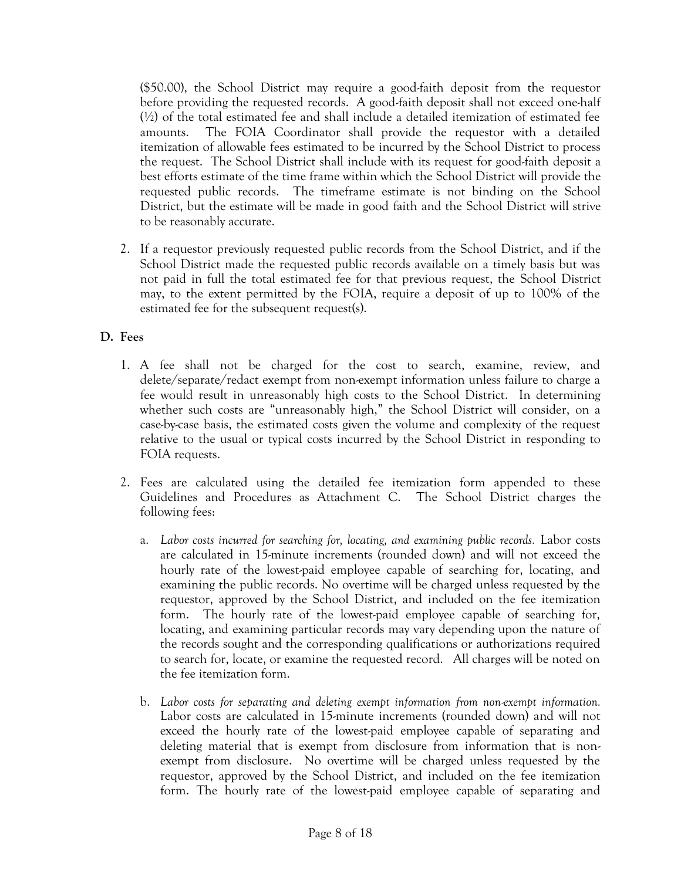($50.00), the School District may require a good-faith deposit from the requestor before providing the requested records. A good-faith deposit shall not exceed one-half (½) of the total estimated fee and shall include a detailed itemization of estimated fee amounts. The FOIA Coordinator shall provide the requestor with a detailed itemization of allowable fees estimated to be incurred by the School District to process the request. The School District shall include with its request for good-faith deposit a best efforts estimate of the time frame within which the School District will provide the requested public records. The timeframe estimate is not binding on the School District, but the estimate will be made in good faith and the School District will strive to be reasonably accurate.

2. If a requestor previously requested public records from the School District, and if the School District made the requested public records available on a timely basis but was not paid in full the total estimated fee for that previous request, the School District may, to the extent permitted by the FOIA, require a deposit of up to 100% of the estimated fee for the subsequent request(s).

**D. Fees**

1. A fee shall not be charged for the cost to search, examine, review, and delete/separate/redact exempt from non-exempt information unless failure to charge a fee would result in unreasonably high costs to the School District. In determining whether such costs are "unreasonably high," the School District will consider, on a case-by-case basis, the estimated costs given the volume and complexity of the request relative to the usual or typical costs incurred by the School District in responding to FOIA requests.

2. Fees are calculated using the detailed fee itemization form appended to these Guidelines and Procedures as Attachment C. The School District charges the following fees:

   a. *Labor costs incurred for searching for, locating, and examining public records.* Labor costs are calculated in 15-minute increments (rounded down) and will not exceed the hourly rate of the lowest-paid employee capable of searching for, locating, and examining the public records. No overtime will be charged unless requested by the requestor, approved by the School District, and included on the fee itemization form. The hourly rate of the lowest-paid employee capable of searching for, locating, and examining particular records may vary depending upon the nature of the records sought and the corresponding qualifications or authorizations required to search for, locate, or examine the requested record. All charges will be noted on the fee itemization form.

   b. *Labor costs for separating and deleting exempt information from non-exempt information.* Labor costs are calculated in 15-minute increments (rounded down) and will not exceed the hourly rate of the lowest-paid employee capable of separating and deleting material that is exempt from disclosure from information that is non-exempt from disclosure. No overtime will be charged unless requested by the requestor, approved by the School District, and included on the fee itemization form. The hourly rate of the lowest-paid employee capable of separating and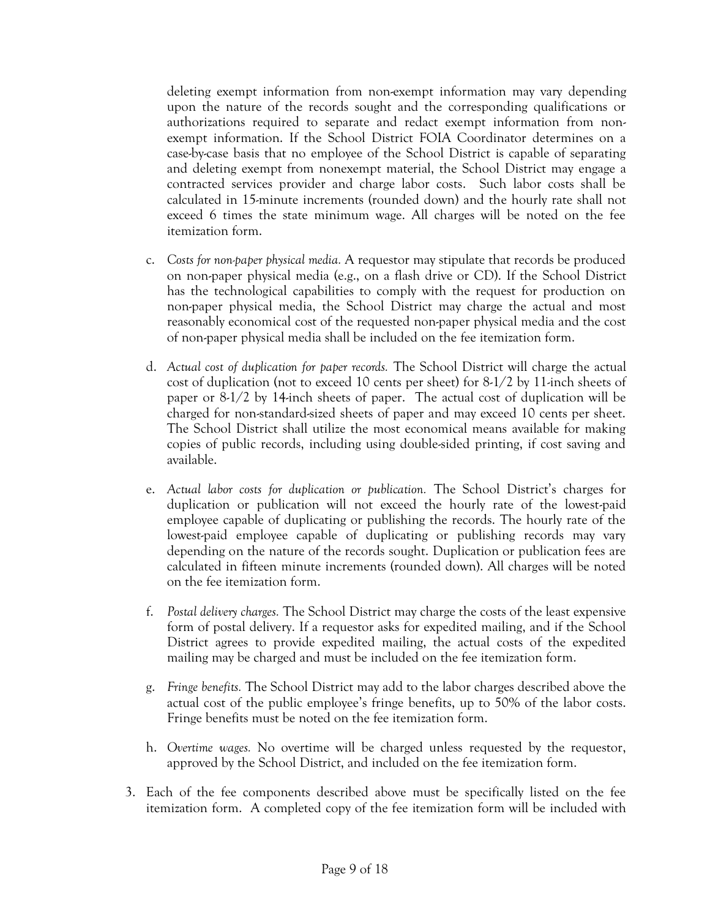deleting exempt information from non-exempt information may vary depending upon the nature of the records sought and the corresponding qualifications or authorizations required to separate and redact exempt information from non-exempt information. If the School District FOIA Coordinator determines on a case-by-case basis that no employee of the School District is capable of separating and deleting exempt from nonexempt material, the School District may engage a contracted services provider and charge labor costs. Such labor costs shall be calculated in 15-minute increments (rounded down) and the hourly rate shall not exceed 6 times the state minimum wage. All charges will be noted on the fee itemization form.

c. *Costs for non-paper physical media.* A requestor may stipulate that records be produced on non-paper physical media (e.g., on a flash drive or CD). If the School District has the technological capabilities to comply with the request for production on non-paper physical media, the School District may charge the actual and most reasonably economical cost of the requested non-paper physical media and the cost of non-paper physical media shall be included on the fee itemization form.

d. *Actual cost of duplication for paper records.* The School District will charge the actual cost of duplication (not to exceed 10 cents per sheet) for 8-1/2 by 11-inch sheets of paper or 8-1/2 by 14-inch sheets of paper. The actual cost of duplication will be charged for non-standard-sized sheets of paper and may exceed 10 cents per sheet. The School District shall utilize the most economical means available for making copies of public records, including using double-sided printing, if cost saving and available.

e. *Actual labor costs for duplication or publication.* The School District's charges for duplication or publication will not exceed the hourly rate of the lowest-paid employee capable of duplicating or publishing the records. The hourly rate of the lowest-paid employee capable of duplicating or publishing records may vary depending on the nature of the records sought. Duplication or publication fees are calculated in fifteen minute increments (rounded down). All charges will be noted on the fee itemization form.

f. *Postal delivery charges.* The School District may charge the costs of the least expensive form of postal delivery. If a requestor asks for expedited mailing, and if the School District agrees to provide expedited mailing, the actual costs of the expedited mailing may be charged and must be included on the fee itemization form.

g. *Fringe benefits.* The School District may add to the labor charges described above the actual cost of the public employee's fringe benefits, up to 50% of the labor costs. Fringe benefits must be noted on the fee itemization form.

h. *Overtime wages.* No overtime will be charged unless requested by the requestor, approved by the School District, and included on the fee itemization form.

3. Each of the fee components described above must be specifically listed on the fee itemization form. A completed copy of the fee itemization form will be included with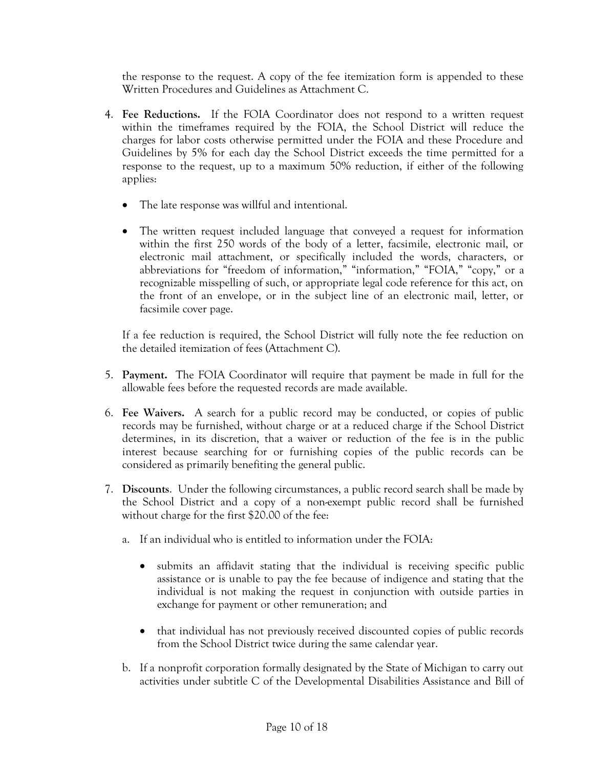the response to the request. A copy of the fee itemization form is appended to these Written Procedures and Guidelines as Attachment C.

4. **Fee Reductions.** If the FOIA Coordinator does not respond to a written request within the timeframes required by the FOIA, the School District will reduce the charges for labor costs otherwise permitted under the FOIA and these Procedure and Guidelines by 5% for each day the School District exceeds the time permitted for a response to the request, up to a maximum 50% reduction, if either of the following applies:

   - The late response was willful and intentional.

   - The written request included language that conveyed a request for information within the first 250 words of the body of a letter, facsimile, electronic mail, or electronic mail attachment, or specifically included the words, characters, or abbreviations for "freedom of information," "information," "FOIA," "copy," or a recognizable misspelling of such, or appropriate legal code reference for this act, on the front of an envelope, or in the subject line of an electronic mail, letter, or facsimile cover page.

   If a fee reduction is required, the School District will fully note the fee reduction on the detailed itemization of fees (Attachment C).

5. **Payment.** The FOIA Coordinator will require that payment be made in full for the allowable fees before the requested records are made available.

6. **Fee Waivers.** A search for a public record may be conducted, or copies of public records may be furnished, without charge or at a reduced charge if the School District determines, in its discretion, that a waiver or reduction of the fee is in the public interest because searching for or furnishing copies of the public records can be considered as primarily benefiting the general public.

7. **Discounts**. Under the following circumstances, a public record search shall be made by the School District and a copy of a non-exempt public record shall be furnished without charge for the first $20.00 of the fee:

   a. If an individual who is entitled to information under the FOIA:

      - submits an affidavit stating that the individual is receiving specific public assistance or is unable to pay the fee because of indigence and stating that the individual is not making the request in conjunction with outside parties in exchange for payment or other remuneration; and

      - that individual has not previously received discounted copies of public records from the School District twice during the same calendar year.

   b. If a nonprofit corporation formally designated by the State of Michigan to carry out activities under subtitle C of the Developmental Disabilities Assistance and Bill of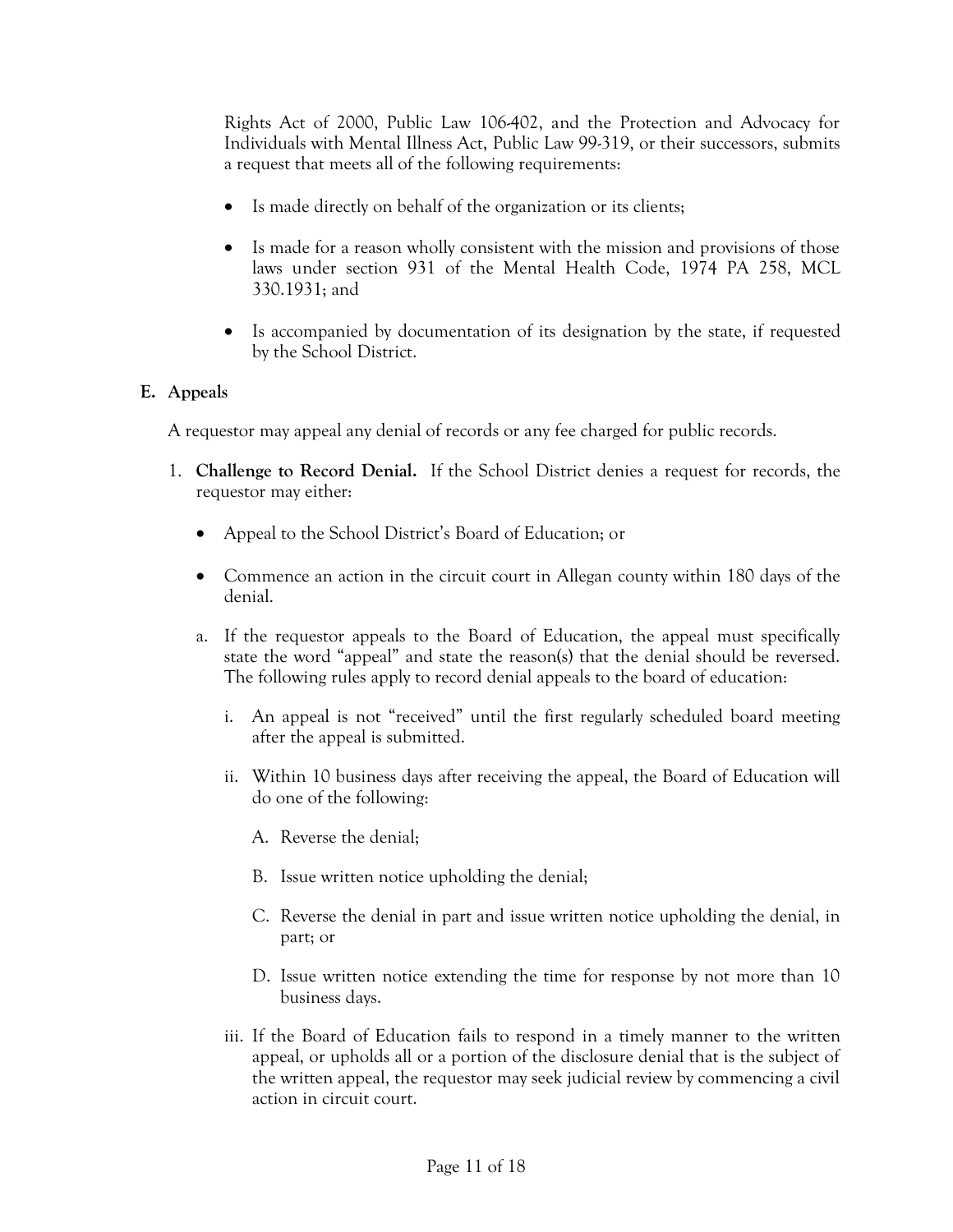Rights Act of 2000, Public Law 106-402, and the Protection and Advocacy for Individuals with Mental Illness Act, Public Law 99-319, or their successors, submits a request that meets all of the following requirements:

- Is made directly on behalf of the organization or its clients;
- Is made for a reason wholly consistent with the mission and provisions of those laws under section 931 of the Mental Health Code, 1974 PA 258, MCL 330.1931; and
- Is accompanied by documentation of its designation by the state, if requested by the School District.

**E. Appeals**

A requestor may appeal any denial of records or any fee charged for public records.

1. **Challenge to Record Denial.** If the School District denies a request for records, the requestor may either:

   - Appeal to the School District's Board of Education; or
   - Commence an action in the circuit court in Allegan county within 180 days of the denial.

   a. If the requestor appeals to the Board of Education, the appeal must specifically state the word "appeal" and state the reason(s) that the denial should be reversed. The following rules apply to record denial appeals to the board of education:

      i. An appeal is not "received" until the first regularly scheduled board meeting after the appeal is submitted.

      ii. Within 10 business days after receiving the appeal, the Board of Education will do one of the following:

         A. Reverse the denial;

         B. Issue written notice upholding the denial;

         C. Reverse the denial in part and issue written notice upholding the denial, in part; or

         D. Issue written notice extending the time for response by not more than 10 business days.

      iii. If the Board of Education fails to respond in a timely manner to the written appeal, or upholds all or a portion of the disclosure denial that is the subject of the written appeal, the requestor may seek judicial review by commencing a civil action in circuit court.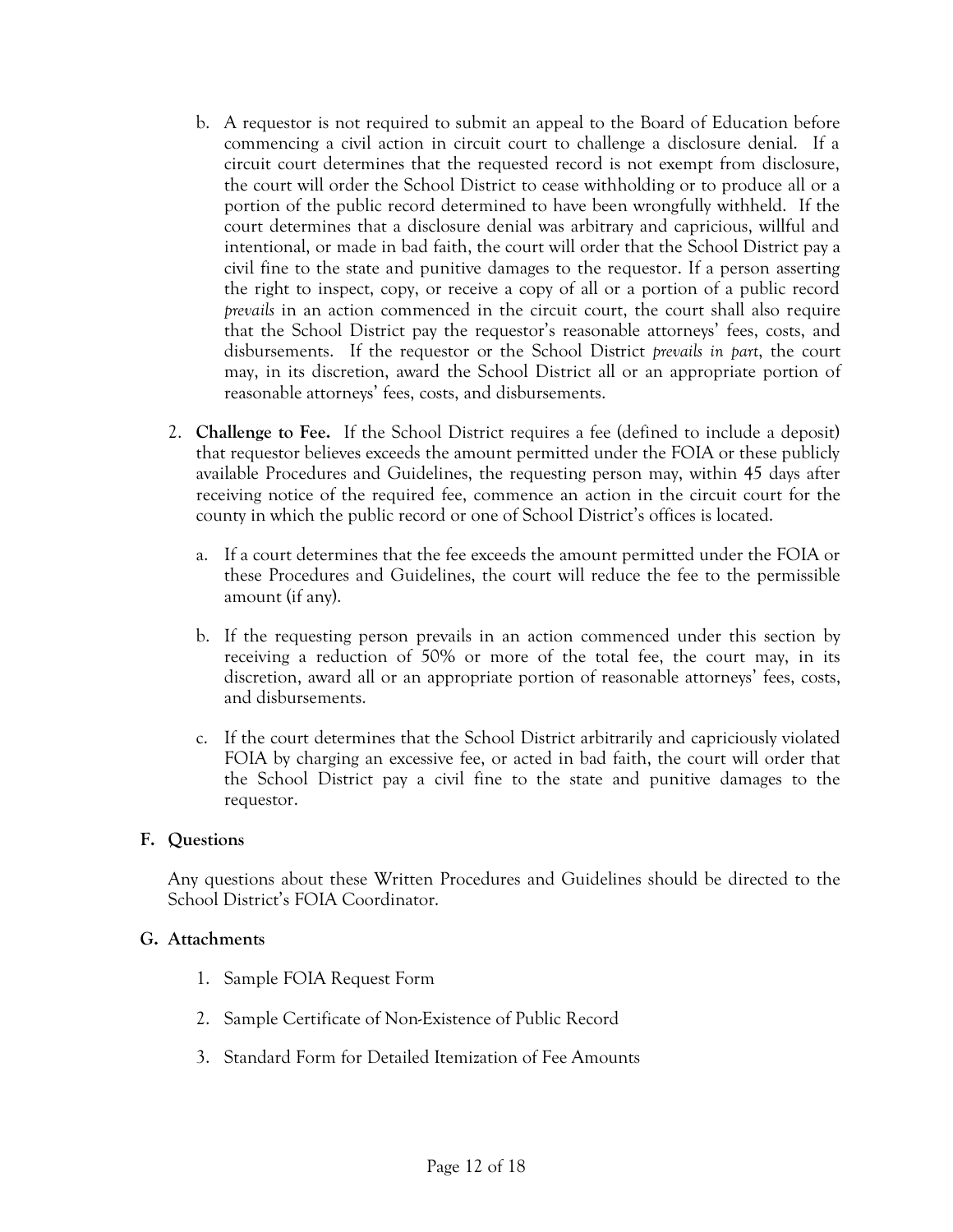b. A requestor is not required to submit an appeal to the Board of Education before commencing a civil action in circuit court to challenge a disclosure denial. If a circuit court determines that the requested record is not exempt from disclosure, the court will order the School District to cease withholding or to produce all or a portion of the public record determined to have been wrongfully withheld. If the court determines that a disclosure denial was arbitrary and capricious, willful and intentional, or made in bad faith, the court will order that the School District pay a civil fine to the state and punitive damages to the requestor. If a person asserting the right to inspect, copy, or receive a copy of all or a portion of a public record *prevails* in an action commenced in the circuit court, the court shall also require that the School District pay the requestor's reasonable attorneys' fees, costs, and disbursements. If the requestor or the School District *prevails in part*, the court may, in its discretion, award the School District all or an appropriate portion of reasonable attorneys' fees, costs, and disbursements.

2. **Challenge to Fee.** If the School District requires a fee (defined to include a deposit) that requestor believes exceeds the amount permitted under the FOIA or these publicly available Procedures and Guidelines, the requesting person may, within 45 days after receiving notice of the required fee, commence an action in the circuit court for the county in which the public record or one of School District's offices is located.

   a. If a court determines that the fee exceeds the amount permitted under the FOIA or these Procedures and Guidelines, the court will reduce the fee to the permissible amount (if any).

   b. If the requesting person prevails in an action commenced under this section by receiving a reduction of 50% or more of the total fee, the court may, in its discretion, award all or an appropriate portion of reasonable attorneys' fees, costs, and disbursements.

   c. If the court determines that the School District arbitrarily and capriciously violated FOIA by charging an excessive fee, or acted in bad faith, the court will order that the School District pay a civil fine to the state and punitive damages to the requestor.

## F. Questions

Any questions about these Written Procedures and Guidelines should be directed to the School District's FOIA Coordinator.

## G. Attachments

1. Sample FOIA Request Form
2. Sample Certificate of Non-Existence of Public Record
3. Standard Form for Detailed Itemization of Fee Amounts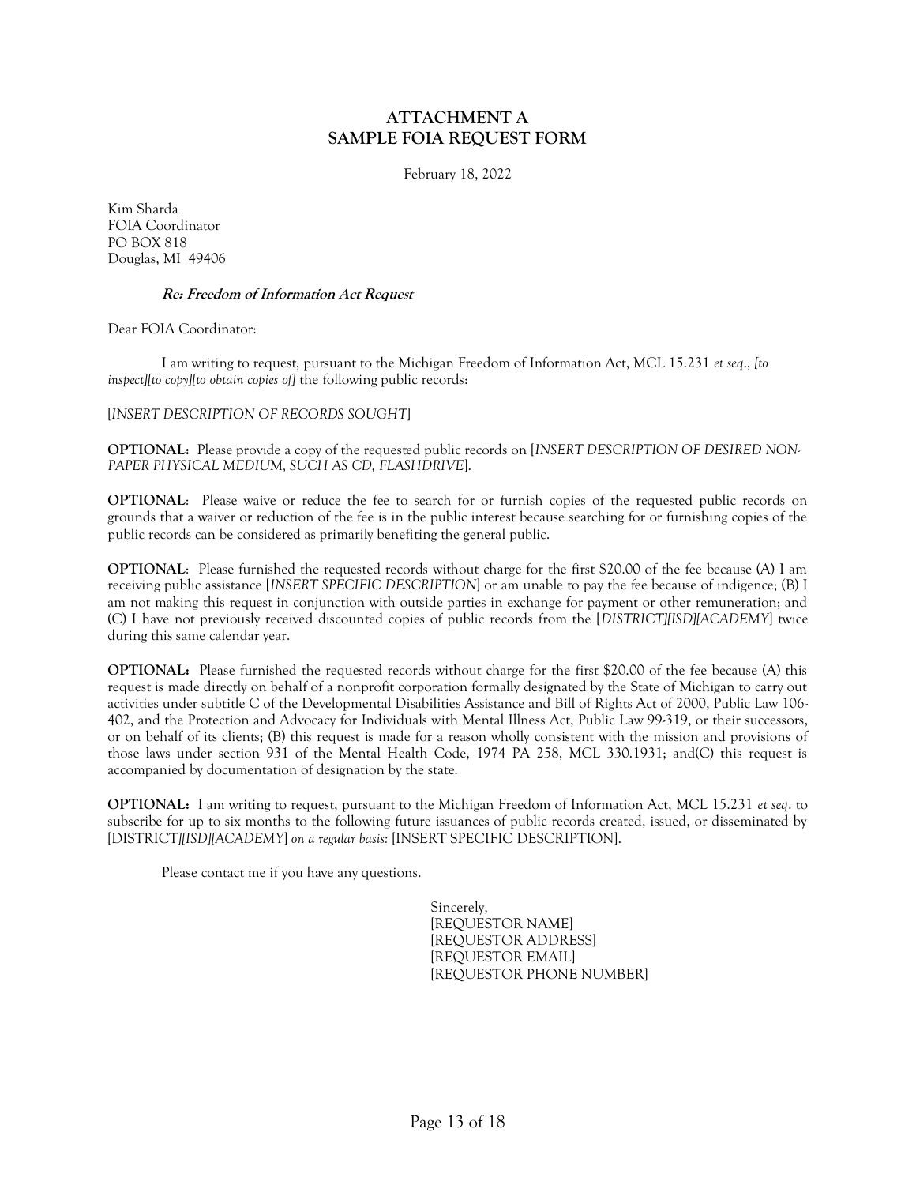# ATTACHMENT A
# SAMPLE FOIA REQUEST FORM

February 18, 2022

Kim Sharda
FOIA Coordinator
PO BOX 818
Douglas, MI 49406

***Re: Freedom of Information Act Request***

Dear FOIA Coordinator:

I am writing to request, pursuant to the Michigan Freedom of Information Act, MCL 15.231 *et seq*., *[to inspect][to copy][to obtain copies of]* the following public records:

[*INSERT DESCRIPTION OF RECORDS SOUGHT*]

**OPTIONAL:** Please provide a copy of the requested public records on [*INSERT DESCRIPTION OF DESIRED NON-PAPER PHYSICAL MEDIUM, SUCH AS CD, FLASHDRIVE*].

**OPTIONAL**: Please waive or reduce the fee to search for or furnish copies of the requested public records on grounds that a waiver or reduction of the fee is in the public interest because searching for or furnishing copies of the public records can be considered as primarily benefiting the general public.

**OPTIONAL**: Please furnished the requested records without charge for the first $20.00 of the fee because (A) I am receiving public assistance [*INSERT SPECIFIC DESCRIPTION*] or am unable to pay the fee because of indigence; (B) I am not making this request in conjunction with outside parties in exchange for payment or other remuneration; and (C) I have not previously received discounted copies of public records from the [*DISTRICT][ISD][ACADEMY*] twice during this same calendar year.

**OPTIONAL:** Please furnished the requested records without charge for the first $20.00 of the fee because (A) this request is made directly on behalf of a nonprofit corporation formally designated by the State of Michigan to carry out activities under subtitle C of the Developmental Disabilities Assistance and Bill of Rights Act of 2000, Public Law 106-402, and the Protection and Advocacy for Individuals with Mental Illness Act, Public Law 99-319, or their successors, or on behalf of its clients; (B) this request is made for a reason wholly consistent with the mission and provisions of those laws under section 931 of the Mental Health Code, 1974 PA 258, MCL 330.1931; and(C) this request is accompanied by documentation of designation by the state.

**OPTIONAL:** I am writing to request, pursuant to the Michigan Freedom of Information Act, MCL 15.231 *et seq*. to subscribe for up to six months to the following future issuances of public records created, issued, or disseminated by [DISTRICT*][ISD][ACADEMY*] *on a regular basis:* [INSERT SPECIFIC DESCRIPTION].

Please contact me if you have any questions.

Sincerely,
[REQUESTOR NAME]
[REQUESTOR ADDRESS]
[REQUESTOR EMAIL]
[REQUESTOR PHONE NUMBER]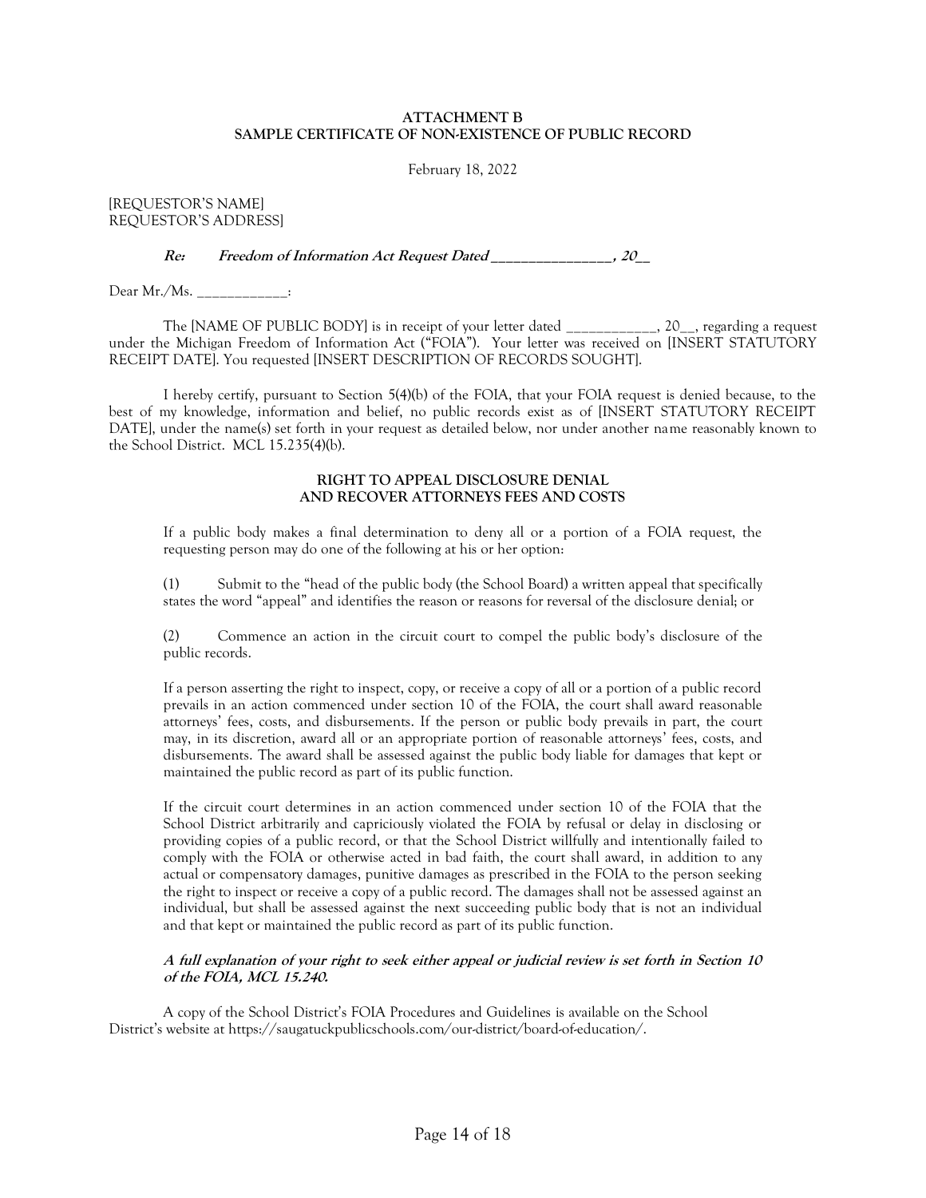**ATTACHMENT B**
**SAMPLE CERTIFICATE OF NON-EXISTENCE OF PUBLIC RECORD**

February 18, 2022

[REQUESTOR'S NAME]
REQUESTOR'S ADDRESS]

***Re: Freedom of Information Act Request Dated _________________, 20__***

Dear Mr./Ms. _____________:

The [NAME OF PUBLIC BODY] is in receipt of your letter dated _____________, 20__, regarding a request under the Michigan Freedom of Information Act ("FOIA"). Your letter was received on [INSERT STATUTORY RECEIPT DATE]. You requested [INSERT DESCRIPTION OF RECORDS SOUGHT].

I hereby certify, pursuant to Section 5(4)(b) of the FOIA, that your FOIA request is denied because, to the best of my knowledge, information and belief, no public records exist as of [INSERT STATUTORY RECEIPT DATE], under the name(s) set forth in your request as detailed below, nor under another name reasonably known to the School District. MCL 15.235(4)(b).

**RIGHT TO APPEAL DISCLOSURE DENIAL**
**AND RECOVER ATTORNEYS FEES AND COSTS**

If a public body makes a final determination to deny all or a portion of a FOIA request, the requesting person may do one of the following at his or her option:

(1) Submit to the "head of the public body (the School Board) a written appeal that specifically states the word "appeal" and identifies the reason or reasons for reversal of the disclosure denial; or

(2) Commence an action in the circuit court to compel the public body's disclosure of the public records.

If a person asserting the right to inspect, copy, or receive a copy of all or a portion of a public record prevails in an action commenced under section 10 of the FOIA, the court shall award reasonable attorneys' fees, costs, and disbursements. If the person or public body prevails in part, the court may, in its discretion, award all or an appropriate portion of reasonable attorneys' fees, costs, and disbursements. The award shall be assessed against the public body liable for damages that kept or maintained the public record as part of its public function.

If the circuit court determines in an action commenced under section 10 of the FOIA that the School District arbitrarily and capriciously violated the FOIA by refusal or delay in disclosing or providing copies of a public record, or that the School District willfully and intentionally failed to comply with the FOIA or otherwise acted in bad faith, the court shall award, in addition to any actual or compensatory damages, punitive damages as prescribed in the FOIA to the person seeking the right to inspect or receive a copy of a public record. The damages shall not be assessed against an individual, but shall be assessed against the next succeeding public body that is not an individual and that kept or maintained the public record as part of its public function.

***A full explanation of your right to seek either appeal or judicial review is set forth in Section 10 of the FOIA, MCL 15.240.***

A copy of the School District's FOIA Procedures and Guidelines is available on the School District's website at https://saugatuckpublicschools.com/our-district/board-of-education/.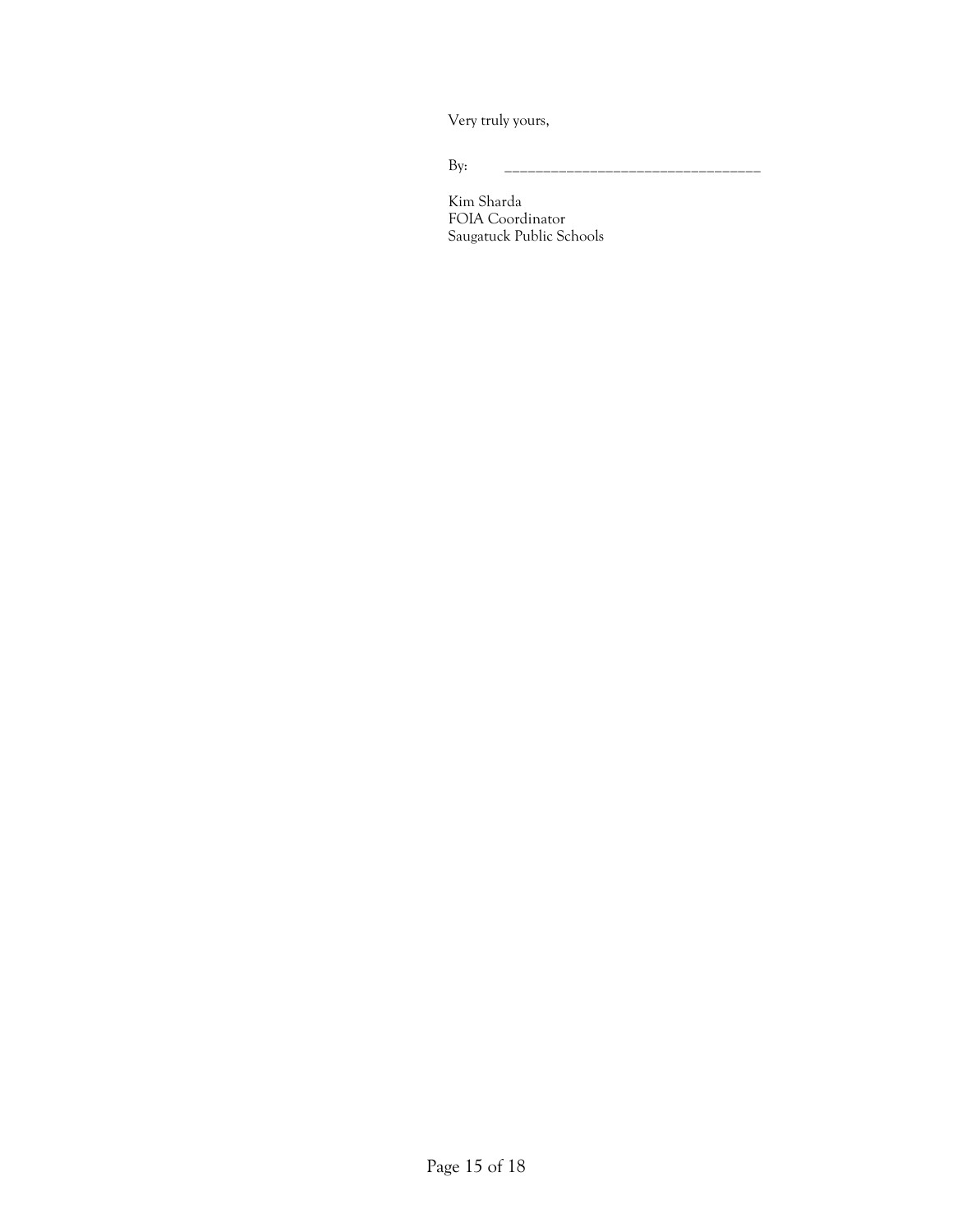Very truly yours,

By: ___________________________________

Kim Sharda
FOIA Coordinator
Saugatuck Public Schools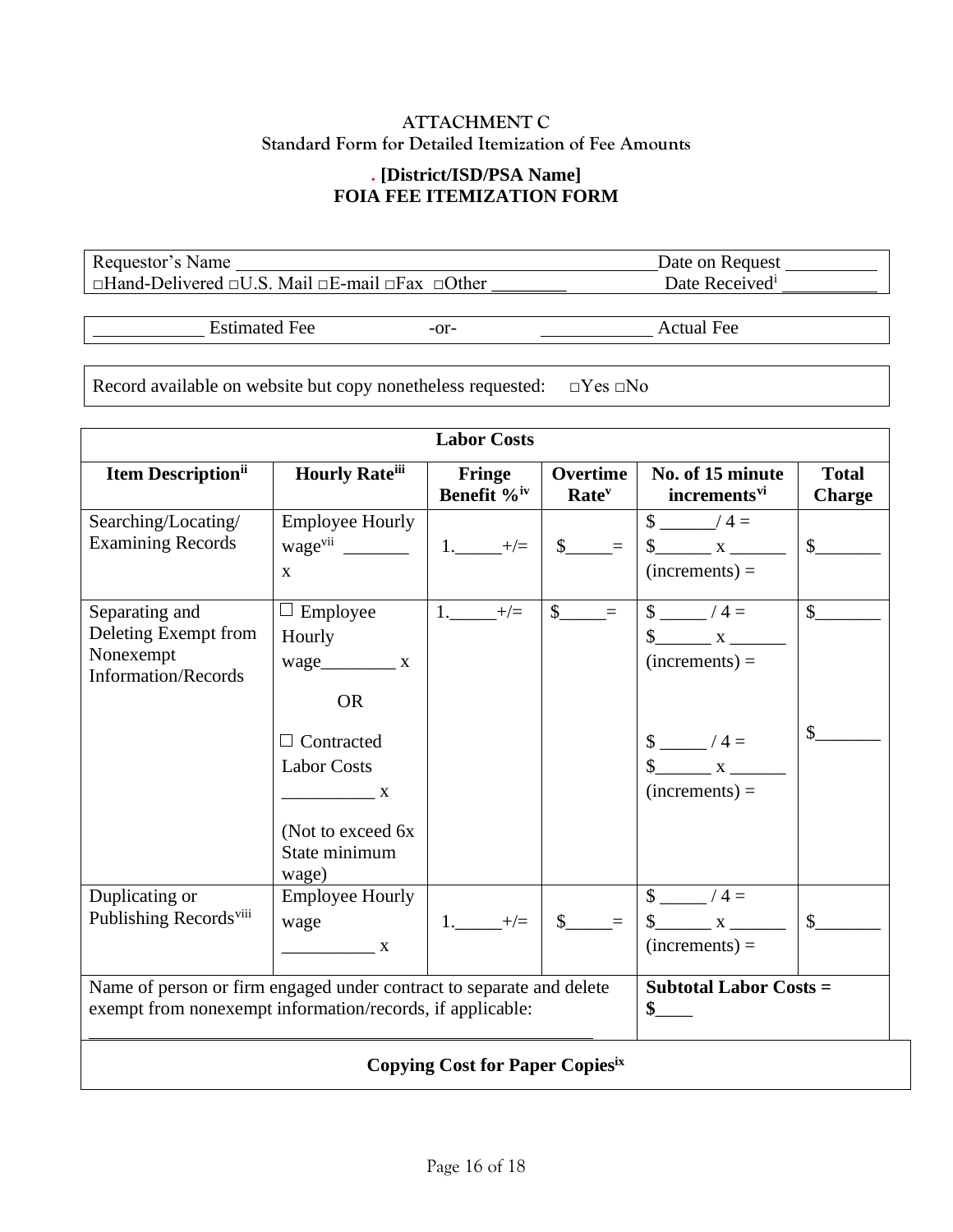**ATTACHMENT C**
**Standard Form for Detailed Itemization of Fee Amounts**

**. [District/ISD/PSA Name]**
**FOIA FEE ITEMIZATION FORM**

| Requestor's Name ____________________________________________ | Date on Request __________ |
|---|---|
| □Hand-Delivered □U.S. Mail □E-mail □Fax □Other ________ | Date Received[i] __________ |

____________ Estimated Fee -or- ____________ Actual Fee

Record available on website but copy nonetheless requested: □Yes □No

| **Labor Costs** | | | | | |
|---|---|---|---|---|---|
| **Item Description[ii]** | **Hourly Rate[iii]** | **Fringe Benefit %[iv]** | **Overtime Rate[v]** | **No. of 15 minute increments[vi]** | **Total Charge** |
| Searching/Locating/ Examining Records | Employee Hourly wage[vii] _______ x | 1.______+/= | $______= | $ ______/ 4 = $______ x ______ (increments) = | $_______ |
| Separating and Deleting Exempt from Nonexempt Information/Records | ☐ Employee Hourly wage________ x<br><br>OR<br><br>☐ Contracted Labor Costs __________ x<br><br>(Not to exceed 6x State minimum wage) | 1.______+/= | $______= | $ _____ / 4 = $______ x ______ (increments) =<br><br>$ _____ / 4 = $______ x ______ (increments) = | $_______<br><br>$_______ |
| Duplicating or Publishing Records[viii] | Employee Hourly wage __________ x | 1.______+/= | $______= | $ _____ / 4 = $______ x ______ (increments) = | $_______ |
| Name of person or firm engaged under contract to separate and delete exempt from nonexempt information/records, if applicable: ______________________________________________ | | | | **Subtotal Labor Costs = $____** | |

**Copying Cost for Paper Copies[ix]**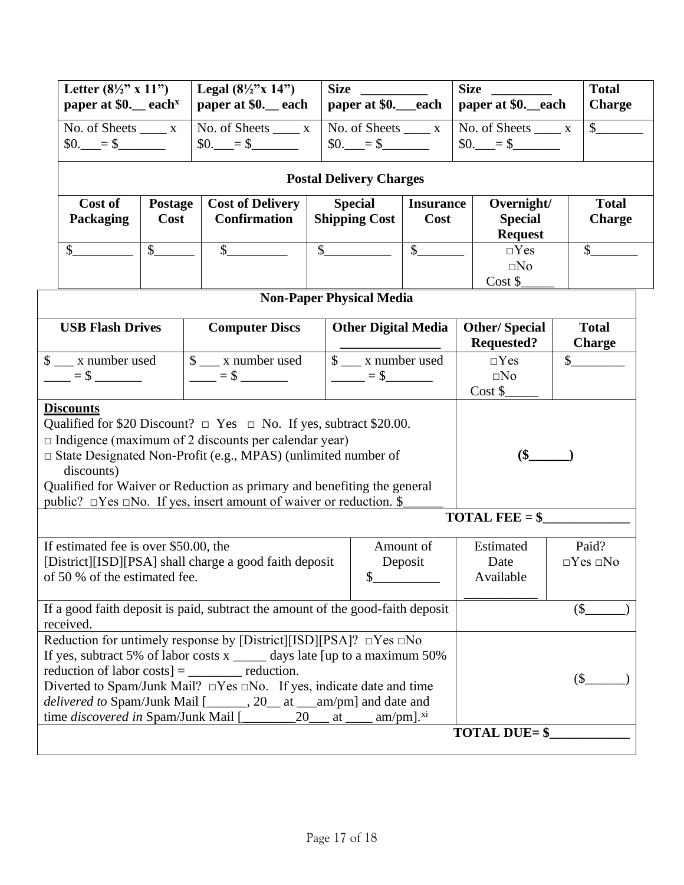| Letter (8½" x 11") paper at $0.__ each[x] | Legal (8½"x 14") paper at $0.__ each | Size __________ paper at $0.___each | Size _________ paper at $0.__each | Total Charge |
|---|---|---|---|---|
| No. of Sheets ____ x $0.___= $_______ | No. of Sheets ____ x $0.___= $_______ | No. of Sheets ____ x $0.___= $_______ | No. of Sheets ____ x $0.___= $_______ | $_______ |

**Postal Delivery Charges**

| Cost of Packaging | Postage Cost | Cost of Delivery Confirmation | Special Shipping Cost | Insurance Cost | Overnight/ Special Request | Total Charge |
|---|---|---|---|---|---|---|
| $_________ | $______ | $_________ | $__________ | $_______ | □Yes □No Cost $_____ | $_______ |

**Non-Paper Physical Media**

| USB Flash Drives | Computer Discs | Other Digital Media _______________ | Other/ Special Requested? | Total Charge |
|---|---|---|---|---|
| $ ___ x number used ____ = $ _______ | $ ___ x number used ____ = $ _______ | $ ___ x number used _____ = $_______ | □Yes □No Cost $_____ | $________ |

| | |
|---|---|
| **Discounts**<br>Qualified for $20 Discount? □ Yes □ No. If yes, subtract $20.00.<br>□ Indigence (maximum of 2 discounts per calendar year)<br>□ State Designated Non-Profit (e.g., MPAS) (unlimited number of discounts)<br>Qualified for Waiver or Reduction as primary and benefiting the general public? □Yes □No. If yes, insert amount of waiver or reduction. $______ | **($______)** |
| | **TOTAL FEE = $_____________** |

| If estimated fee is over $50.00, the [District][ISD][PSA] shall charge a good faith deposit of 50 % of the estimated fee. | Amount of Deposit $__________ | Estimated Date Available ___________ | Paid? □Yes □No |
|---|---|---|---|
| If a good faith deposit is paid, subtract the amount of the good-faith deposit received. | | | ($______) |
| Reduction for untimely response by [District][ISD][PSA]? □Yes □No<br>If yes, subtract 5% of labor costs x _____ days late [up to a maximum 50% reduction of labor costs] = ________ reduction.<br>Diverted to Spam/Junk Mail? □Yes □No. If yes, indicate date and time *delivered to* Spam/Junk Mail [______, 20__ at ___am/pm] and date and time *discovered in* Spam/Junk Mail [________20___ at ____ am/pm].[xi] | | | ($______) |
| | | | **TOTAL DUE= $____________** |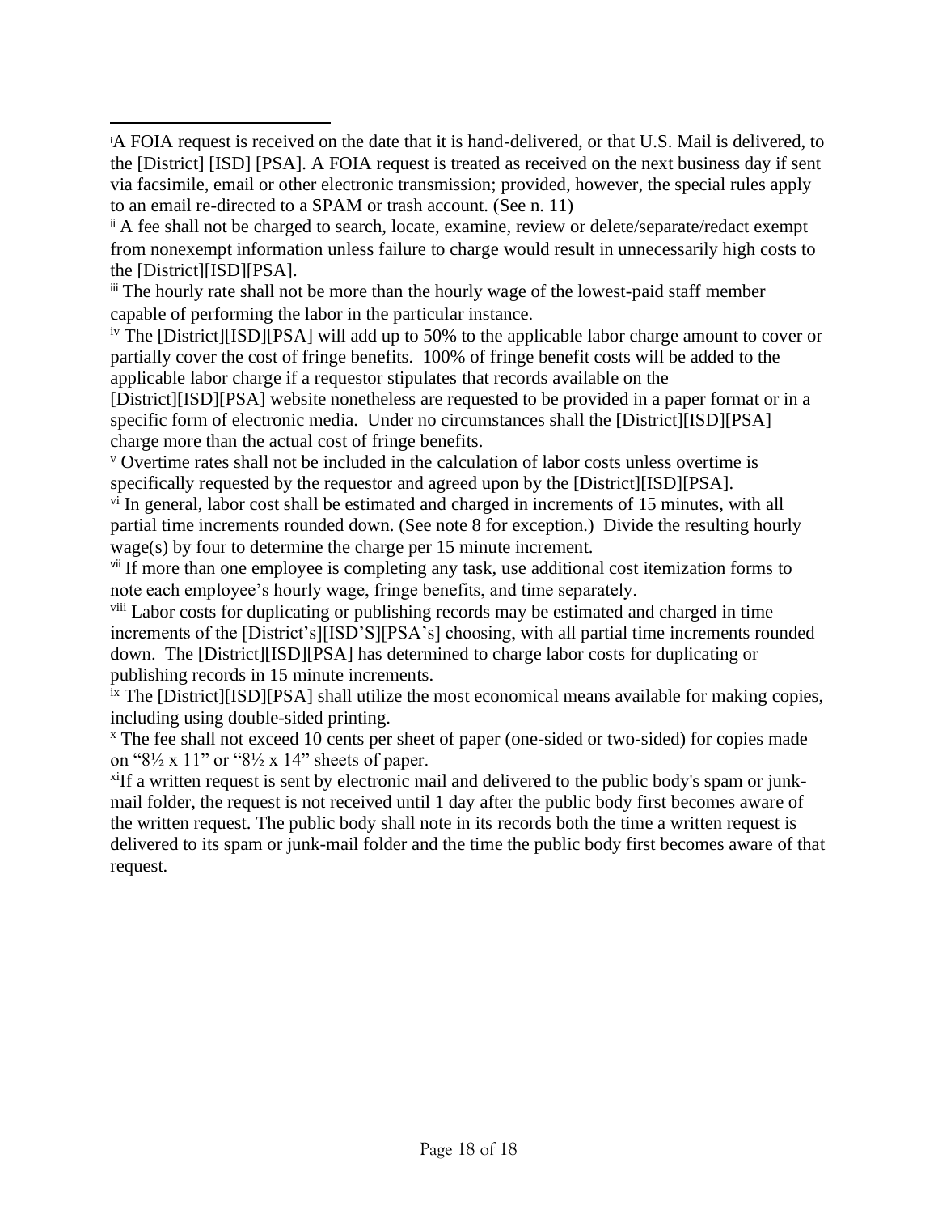[i] A FOIA request is received on the date that it is hand-delivered, or that U.S. Mail is delivered, to the [District] [ISD] [PSA]. A FOIA request is treated as received on the next business day if sent via facsimile, email or other electronic transmission; provided, however, the special rules apply to an email re-directed to a SPAM or trash account. (See n. 11)

[ii] A fee shall not be charged to search, locate, examine, review or delete/separate/redact exempt from nonexempt information unless failure to charge would result in unnecessarily high costs to the [District][ISD][PSA].

[iii] The hourly rate shall not be more than the hourly wage of the lowest-paid staff member capable of performing the labor in the particular instance.

[iv] The [District][ISD][PSA] will add up to 50% to the applicable labor charge amount to cover or partially cover the cost of fringe benefits. 100% of fringe benefit costs will be added to the applicable labor charge if a requestor stipulates that records available on the [District][ISD][PSA] website nonetheless are requested to be provided in a paper format or in a specific form of electronic media. Under no circumstances shall the [District][ISD][PSA] charge more than the actual cost of fringe benefits.

[v] Overtime rates shall not be included in the calculation of labor costs unless overtime is specifically requested by the requestor and agreed upon by the [District][ISD][PSA].

[vi] In general, labor cost shall be estimated and charged in increments of 15 minutes, with all partial time increments rounded down. (See note 8 for exception.) Divide the resulting hourly wage(s) by four to determine the charge per 15 minute increment.

[vii] If more than one employee is completing any task, use additional cost itemization forms to note each employee's hourly wage, fringe benefits, and time separately.

[viii] Labor costs for duplicating or publishing records may be estimated and charged in time increments of the [District's][ISD'S][PSA's] choosing, with all partial time increments rounded down. The [District][ISD][PSA] has determined to charge labor costs for duplicating or publishing records in 15 minute increments.

[ix] The [District][ISD][PSA] shall utilize the most economical means available for making copies, including using double-sided printing.

[x] The fee shall not exceed 10 cents per sheet of paper (one-sided or two-sided) for copies made on "8½ x 11" or "8½ x 14" sheets of paper.

[xi] If a written request is sent by electronic mail and delivered to the public body's spam or junk-mail folder, the request is not received until 1 day after the public body first becomes aware of the written request. The public body shall note in its records both the time a written request is delivered to its spam or junk-mail folder and the time the public body first becomes aware of that request.